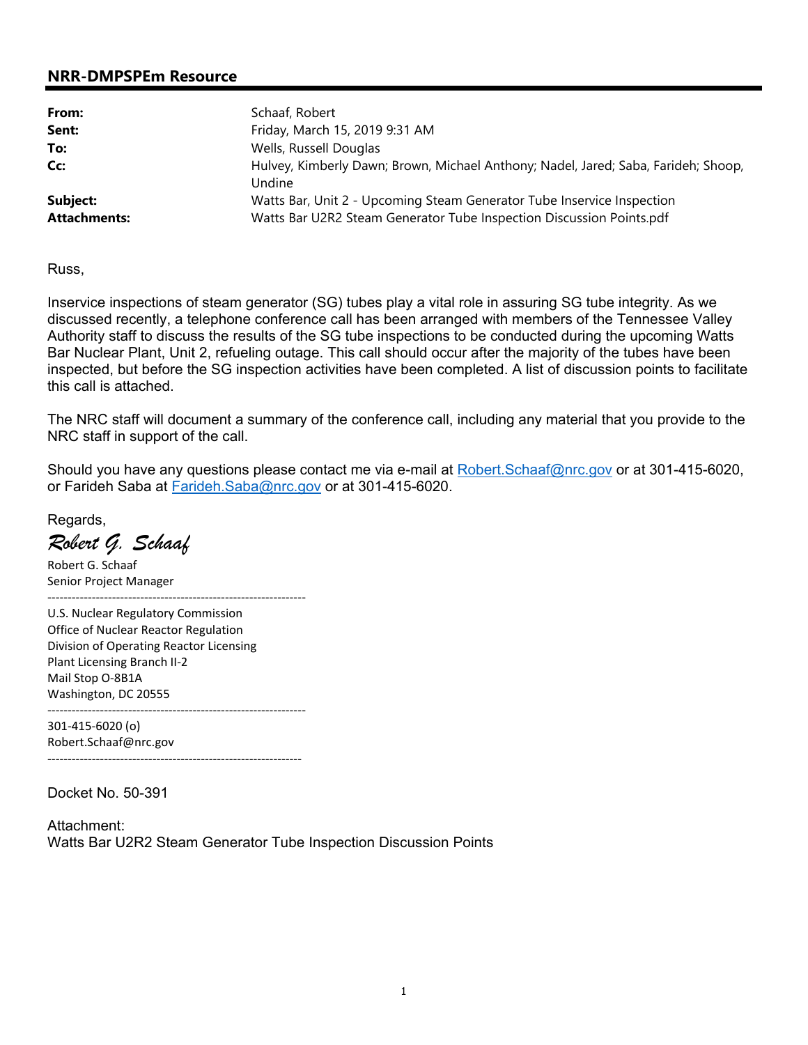## NRR-DMPSPEm Resource

| | |
|---|---|
| **From:** | Schaaf, Robert |
| **Sent:** | Friday, March 15, 2019 9:31 AM |
| **To:** | Wells, Russell Douglas |
| **Cc:** | Hulvey, Kimberly Dawn; Brown, Michael Anthony; Nadel, Jared; Saba, Farideh; Shoop, Undine |
| **Subject:** | Watts Bar, Unit 2 - Upcoming Steam Generator Tube Inservice Inspection |
| **Attachments:** | Watts Bar U2R2 Steam Generator Tube Inspection Discussion Points.pdf |

Russ,

Inservice inspections of steam generator (SG) tubes play a vital role in assuring SG tube integrity. As we discussed recently, a telephone conference call has been arranged with members of the Tennessee Valley Authority staff to discuss the results of the SG tube inspections to be conducted during the upcoming Watts Bar Nuclear Plant, Unit 2, refueling outage. This call should occur after the majority of the tubes have been inspected, but before the SG inspection activities have been completed. A list of discussion points to facilitate this call is attached.

The NRC staff will document a summary of the conference call, including any material that you provide to the NRC staff in support of the call.

Should you have any questions please contact me via e-mail at Robert.Schaaf@nrc.gov or at 301-415-6020, or Farideh Saba at Farideh.Saba@nrc.gov or at 301-415-6020.

Regards,

*Robert G. Schaaf*

Robert G. Schaaf
Senior Project Manager

---

U.S. Nuclear Regulatory Commission
Office of Nuclear Reactor Regulation
Division of Operating Reactor Licensing
Plant Licensing Branch II-2
Mail Stop O-8B1A
Washington, DC 20555

---

301-415-6020 (o)
Robert.Schaaf@nrc.gov

---

Docket No. 50-391

Attachment:
Watts Bar U2R2 Steam Generator Tube Inspection Discussion Points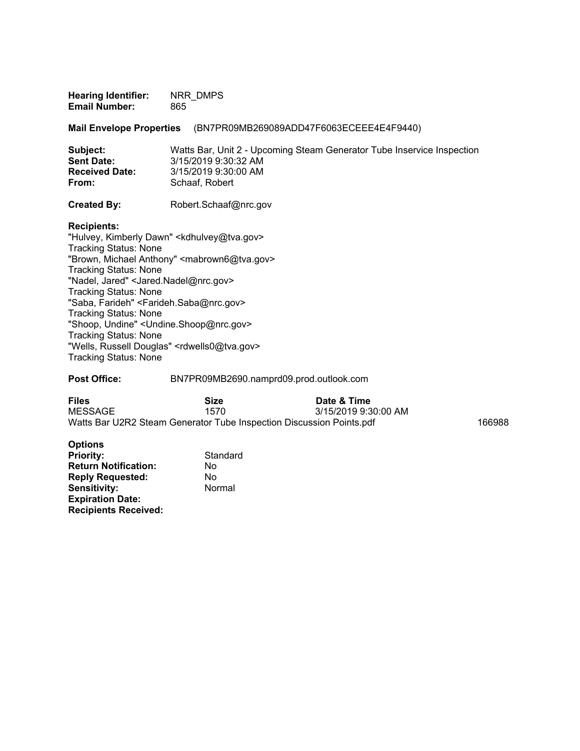**Hearing Identifier:** NRR_DMPS
**Email Number:** 865

**Mail Envelope Properties** (BN7PR09MB269089ADD47F6063ECEEE4E4F9440)

**Subject:** Watts Bar, Unit 2 - Upcoming Steam Generator Tube Inservice Inspection
**Sent Date:** 3/15/2019 9:30:32 AM
**Received Date:** 3/15/2019 9:30:00 AM
**From:** Schaaf, Robert

**Created By:** Robert.Schaaf@nrc.gov

**Recipients:**
"Hulvey, Kimberly Dawn" <kdhulvey@tva.gov>
Tracking Status: None
"Brown, Michael Anthony" <mabrown6@tva.gov>
Tracking Status: None
"Nadel, Jared" <Jared.Nadel@nrc.gov>
Tracking Status: None
"Saba, Farideh" <Farideh.Saba@nrc.gov>
Tracking Status: None
"Shoop, Undine" <Undine.Shoop@nrc.gov>
Tracking Status: None
"Wells, Russell Douglas" <rdwells0@tva.gov>
Tracking Status: None

**Post Office:** BN7PR09MB2690.namprd09.prod.outlook.com

| **Files** | **Size** | **Date & Time** |
|---|---|---|
| MESSAGE | 1570 | 3/15/2019 9:30:00 AM |
| Watts Bar U2R2 Steam Generator Tube Inspection Discussion Points.pdf | 166988 | |

**Options**
**Priority:** Standard
**Return Notification:** No
**Reply Requested:** No
**Sensitivity:** Normal
**Expiration Date:**
**Recipients Received:**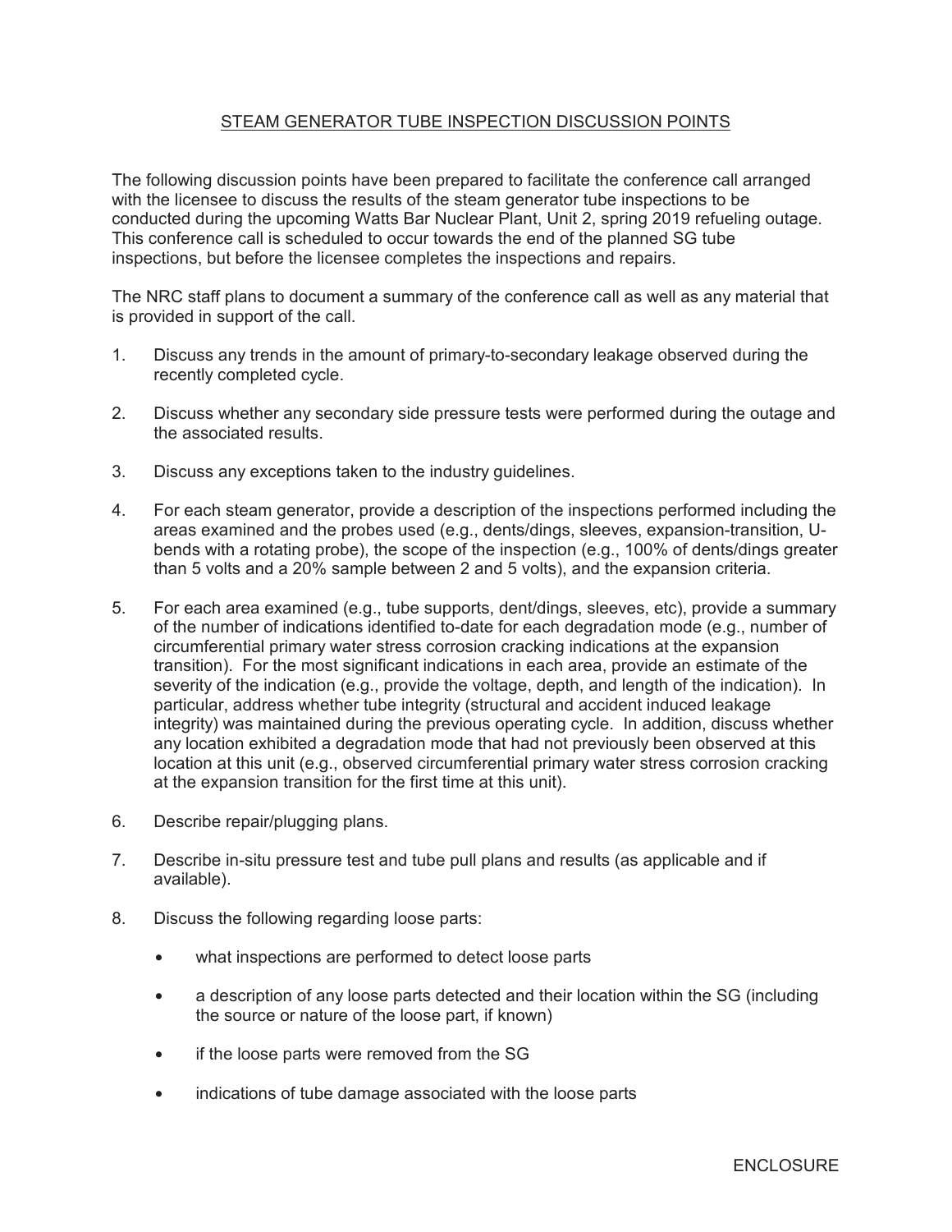## STEAM GENERATOR TUBE INSPECTION DISCUSSION POINTS

The following discussion points have been prepared to facilitate the conference call arranged with the licensee to discuss the results of the steam generator tube inspections to be conducted during the upcoming Watts Bar Nuclear Plant, Unit 2, spring 2019 refueling outage. This conference call is scheduled to occur towards the end of the planned SG tube inspections, but before the licensee completes the inspections and repairs.

The NRC staff plans to document a summary of the conference call as well as any material that is provided in support of the call.

1. Discuss any trends in the amount of primary-to-secondary leakage observed during the recently completed cycle.

2. Discuss whether any secondary side pressure tests were performed during the outage and the associated results.

3. Discuss any exceptions taken to the industry guidelines.

4. For each steam generator, provide a description of the inspections performed including the areas examined and the probes used (e.g., dents/dings, sleeves, expansion-transition, U-bends with a rotating probe), the scope of the inspection (e.g., 100% of dents/dings greater than 5 volts and a 20% sample between 2 and 5 volts), and the expansion criteria.

5. For each area examined (e.g., tube supports, dent/dings, sleeves, etc), provide a summary of the number of indications identified to-date for each degradation mode (e.g., number of circumferential primary water stress corrosion cracking indications at the expansion transition). For the most significant indications in each area, provide an estimate of the severity of the indication (e.g., provide the voltage, depth, and length of the indication). In particular, address whether tube integrity (structural and accident induced leakage integrity) was maintained during the previous operating cycle. In addition, discuss whether any location exhibited a degradation mode that had not previously been observed at this location at this unit (e.g., observed circumferential primary water stress corrosion cracking at the expansion transition for the first time at this unit).

6. Describe repair/plugging plans.

7. Describe in-situ pressure test and tube pull plans and results (as applicable and if available).

8. Discuss the following regarding loose parts:

    - what inspections are performed to detect loose parts
    - a description of any loose parts detected and their location within the SG (including the source or nature of the loose part, if known)
    - if the loose parts were removed from the SG
    - indications of tube damage associated with the loose parts

ENCLOSURE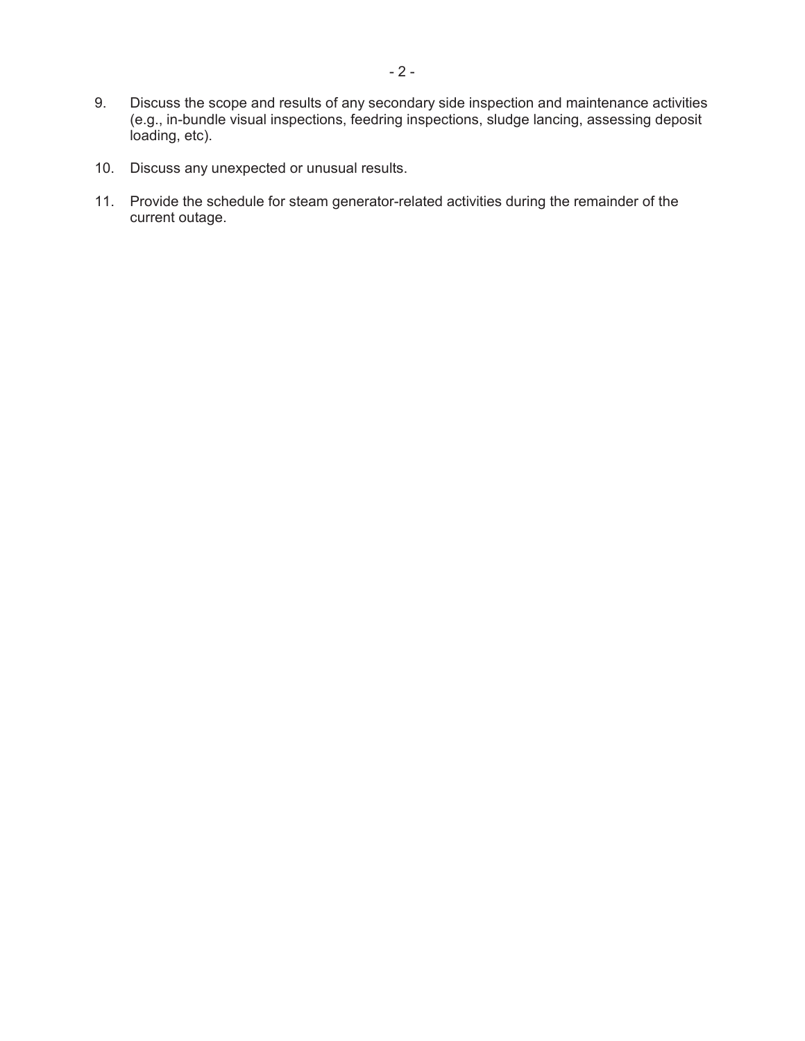9. Discuss the scope and results of any secondary side inspection and maintenance activities (e.g., in-bundle visual inspections, feedring inspections, sludge lancing, assessing deposit loading, etc).

10. Discuss any unexpected or unusual results.

11. Provide the schedule for steam generator-related activities during the remainder of the current outage.